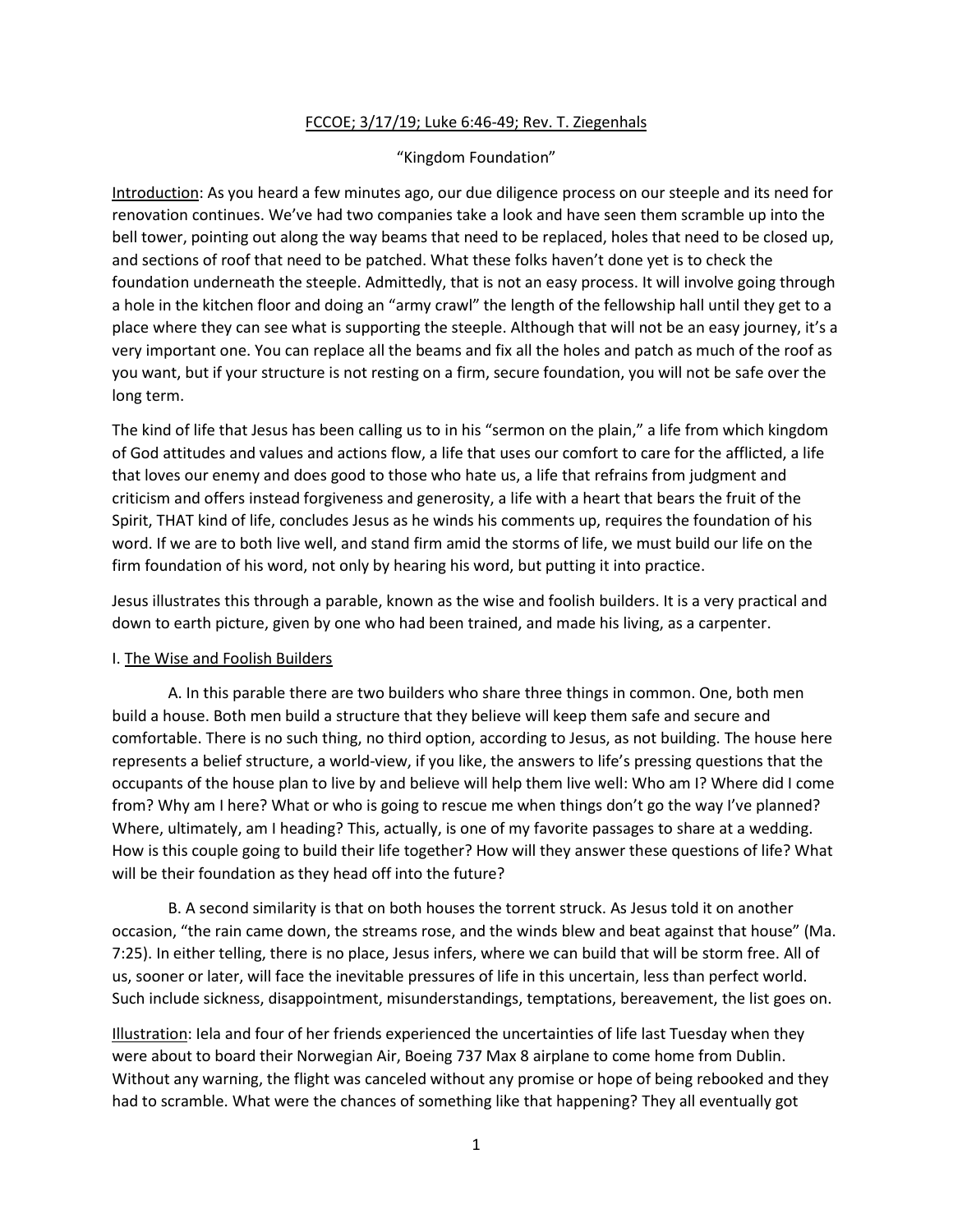<u>FCCOE; 3/17/19; Luke 6:46-49; Rev. T. Ziegenhals</u>

"Kingdom Foundation"

<u>Introduction</u>: As you heard a few minutes ago, our due diligence process on our steeple and its need for renovation continues. We've had two companies take a look and have seen them scramble up into the bell tower, pointing out along the way beams that need to be replaced, holes that need to be closed up, and sections of roof that need to be patched. What these folks haven't done yet is to check the foundation underneath the steeple. Admittedly, that is not an easy process. It will involve going through a hole in the kitchen floor and doing an "army crawl" the length of the fellowship hall until they get to a place where they can see what is supporting the steeple. Although that will not be an easy journey, it's a very important one. You can replace all the beams and fix all the holes and patch as much of the roof as you want, but if your structure is not resting on a firm, secure foundation, you will not be safe over the long term.

The kind of life that Jesus has been calling us to in his "sermon on the plain," a life from which kingdom of God attitudes and values and actions flow, a life that uses our comfort to care for the afflicted, a life that loves our enemy and does good to those who hate us, a life that refrains from judgment and criticism and offers instead forgiveness and generosity, a life with a heart that bears the fruit of the Spirit, THAT kind of life, concludes Jesus as he winds his comments up, requires the foundation of his word. If we are to both live well, and stand firm amid the storms of life, we must build our life on the firm foundation of his word, not only by hearing his word, but putting it into practice.

Jesus illustrates this through a parable, known as the wise and foolish builders. It is a very practical and down to earth picture, given by one who had been trained, and made his living, as a carpenter.

I. <u>The Wise and Foolish Builders</u>

A. In this parable there are two builders who share three things in common. One, both men build a house. Both men build a structure that they believe will keep them safe and secure and comfortable. There is no such thing, no third option, according to Jesus, as not building. The house here represents a belief structure, a world-view, if you like, the answers to life's pressing questions that the occupants of the house plan to live by and believe will help them live well: Who am I? Where did I come from? Why am I here? What or who is going to rescue me when things don't go the way I've planned? Where, ultimately, am I heading? This, actually, is one of my favorite passages to share at a wedding. How is this couple going to build their life together? How will they answer these questions of life? What will be their foundation as they head off into the future?

B. A second similarity is that on both houses the torrent struck. As Jesus told it on another occasion, "the rain came down, the streams rose, and the winds blew and beat against that house" (Ma. 7:25). In either telling, there is no place, Jesus infers, where we can build that will be storm free. All of us, sooner or later, will face the inevitable pressures of life in this uncertain, less than perfect world. Such include sickness, disappointment, misunderstandings, temptations, bereavement, the list goes on.

<u>Illustration</u>: Iela and four of her friends experienced the uncertainties of life last Tuesday when they were about to board their Norwegian Air, Boeing 737 Max 8 airplane to come home from Dublin. Without any warning, the flight was canceled without any promise or hope of being rebooked and they had to scramble. What were the chances of something like that happening? They all eventually got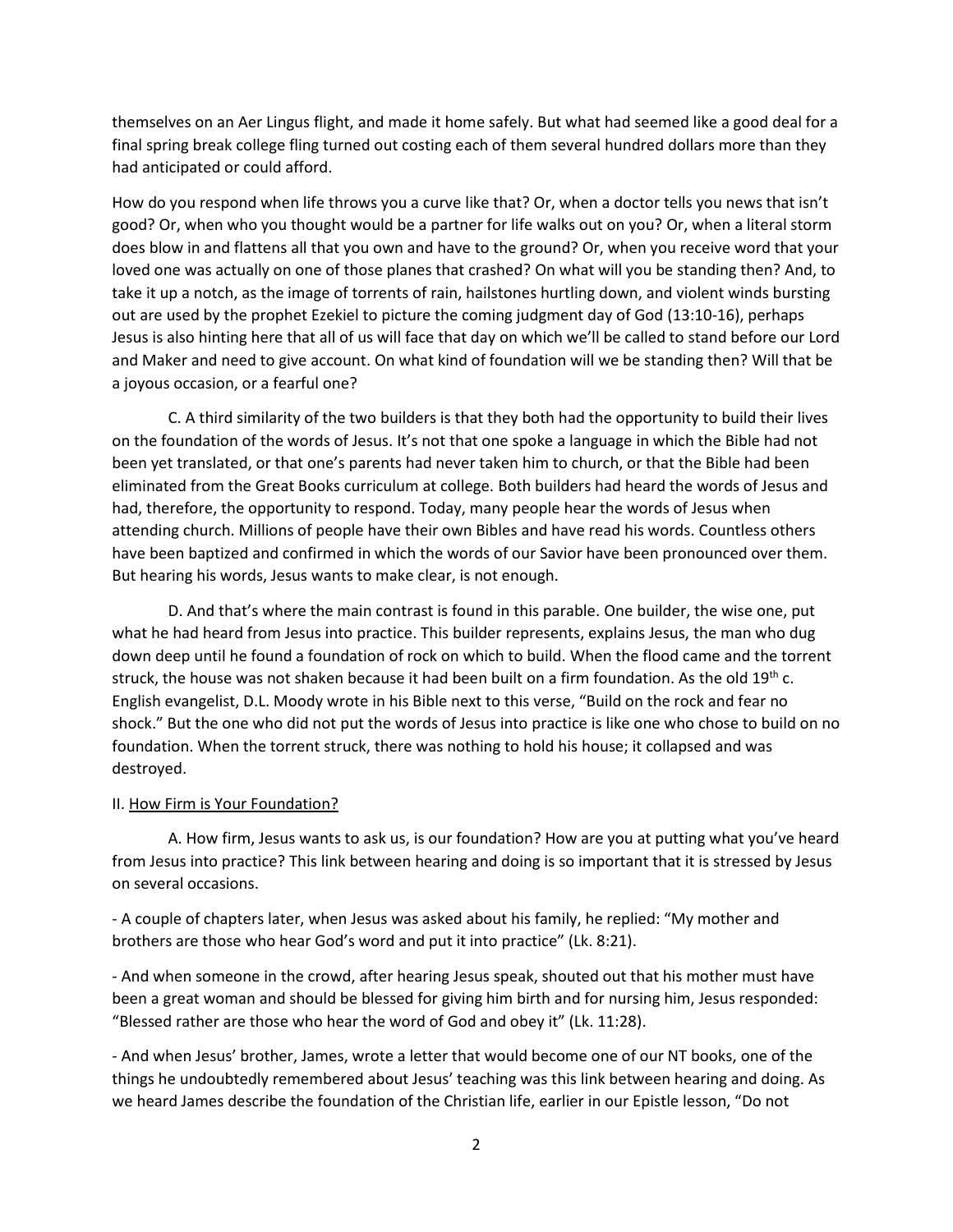themselves on an Aer Lingus flight, and made it home safely. But what had seemed like a good deal for a final spring break college fling turned out costing each of them several hundred dollars more than they had anticipated or could afford.

How do you respond when life throws you a curve like that? Or, when a doctor tells you news that isn't good? Or, when who you thought would be a partner for life walks out on you? Or, when a literal storm does blow in and flattens all that you own and have to the ground? Or, when you receive word that your loved one was actually on one of those planes that crashed? On what will you be standing then? And, to take it up a notch, as the image of torrents of rain, hailstones hurtling down, and violent winds bursting out are used by the prophet Ezekiel to picture the coming judgment day of God (13:10-16), perhaps Jesus is also hinting here that all of us will face that day on which we'll be called to stand before our Lord and Maker and need to give account. On what kind of foundation will we be standing then? Will that be a joyous occasion, or a fearful one?

C. A third similarity of the two builders is that they both had the opportunity to build their lives on the foundation of the words of Jesus. It's not that one spoke a language in which the Bible had not been yet translated, or that one's parents had never taken him to church, or that the Bible had been eliminated from the Great Books curriculum at college. Both builders had heard the words of Jesus and had, therefore, the opportunity to respond. Today, many people hear the words of Jesus when attending church. Millions of people have their own Bibles and have read his words. Countless others have been baptized and confirmed in which the words of our Savior have been pronounced over them. But hearing his words, Jesus wants to make clear, is not enough.

D. And that's where the main contrast is found in this parable. One builder, the wise one, put what he had heard from Jesus into practice. This builder represents, explains Jesus, the man who dug down deep until he found a foundation of rock on which to build. When the flood came and the torrent struck, the house was not shaken because it had been built on a firm foundation. As the old 19th c. English evangelist, D.L. Moody wrote in his Bible next to this verse, "Build on the rock and fear no shock." But the one who did not put the words of Jesus into practice is like one who chose to build on no foundation. When the torrent struck, there was nothing to hold his house; it collapsed and was destroyed.

II. <u>How Firm is Your Foundation?</u>

A. How firm, Jesus wants to ask us, is our foundation? How are you at putting what you've heard from Jesus into practice? This link between hearing and doing is so important that it is stressed by Jesus on several occasions.

- A couple of chapters later, when Jesus was asked about his family, he replied: "My mother and brothers are those who hear God's word and put it into practice" (Lk. 8:21).

- And when someone in the crowd, after hearing Jesus speak, shouted out that his mother must have been a great woman and should be blessed for giving him birth and for nursing him, Jesus responded: "Blessed rather are those who hear the word of God and obey it" (Lk. 11:28).

- And when Jesus' brother, James, wrote a letter that would become one of our NT books, one of the things he undoubtedly remembered about Jesus' teaching was this link between hearing and doing. As we heard James describe the foundation of the Christian life, earlier in our Epistle lesson, "Do not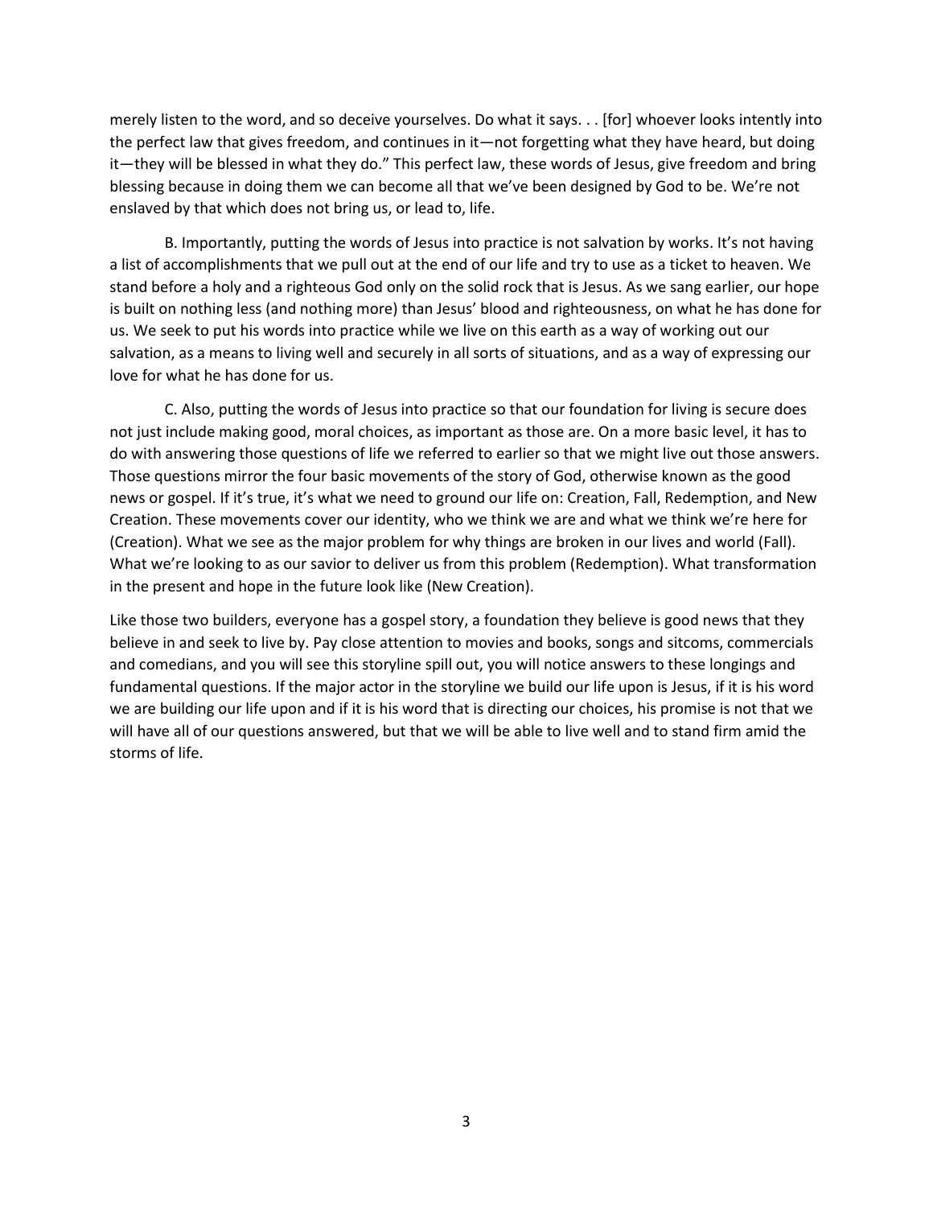merely listen to the word, and so deceive yourselves. Do what it says. . . [for] whoever looks intently into the perfect law that gives freedom, and continues in it—not forgetting what they have heard, but doing it—they will be blessed in what they do." This perfect law, these words of Jesus, give freedom and bring blessing because in doing them we can become all that we've been designed by God to be. We're not enslaved by that which does not bring us, or lead to, life.

B. Importantly, putting the words of Jesus into practice is not salvation by works. It's not having a list of accomplishments that we pull out at the end of our life and try to use as a ticket to heaven. We stand before a holy and a righteous God only on the solid rock that is Jesus. As we sang earlier, our hope is built on nothing less (and nothing more) than Jesus' blood and righteousness, on what he has done for us. We seek to put his words into practice while we live on this earth as a way of working out our salvation, as a means to living well and securely in all sorts of situations, and as a way of expressing our love for what he has done for us.

C. Also, putting the words of Jesus into practice so that our foundation for living is secure does not just include making good, moral choices, as important as those are. On a more basic level, it has to do with answering those questions of life we referred to earlier so that we might live out those answers. Those questions mirror the four basic movements of the story of God, otherwise known as the good news or gospel. If it's true, it's what we need to ground our life on: Creation, Fall, Redemption, and New Creation. These movements cover our identity, who we think we are and what we think we're here for (Creation). What we see as the major problem for why things are broken in our lives and world (Fall). What we're looking to as our savior to deliver us from this problem (Redemption). What transformation in the present and hope in the future look like (New Creation).

Like those two builders, everyone has a gospel story, a foundation they believe is good news that they believe in and seek to live by. Pay close attention to movies and books, songs and sitcoms, commercials and comedians, and you will see this storyline spill out, you will notice answers to these longings and fundamental questions. If the major actor in the storyline we build our life upon is Jesus, if it is his word we are building our life upon and if it is his word that is directing our choices, his promise is not that we will have all of our questions answered, but that we will be able to live well and to stand firm amid the storms of life.